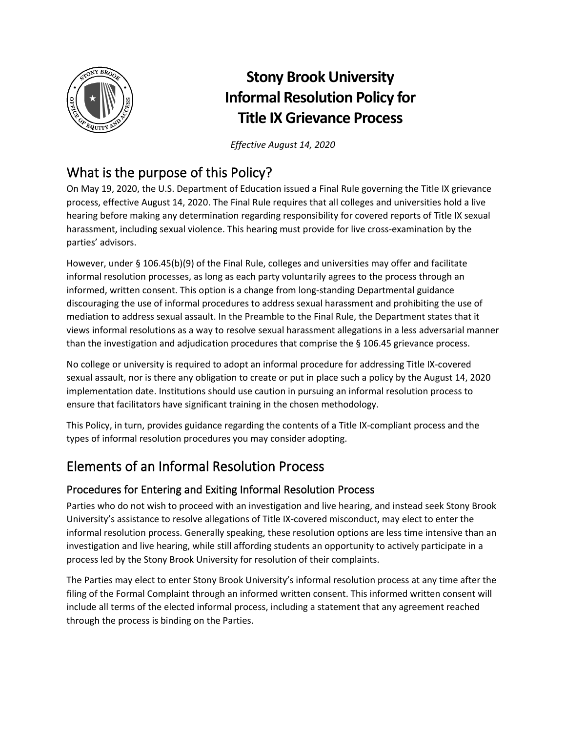# Stony Brook University Informal Resolution Policy for Title IX Grievance Process

*Effective August 14, 2020*

## What is the purpose of this Policy?

On May 19, 2020, the U.S. Department of Education issued a Final Rule governing the Title IX grievance process, effective August 14, 2020. The Final Rule requires that all colleges and universities hold a live hearing before making any determination regarding responsibility for covered reports of Title IX sexual harassment, including sexual violence. This hearing must provide for live cross-examination by the parties' advisors.

However, under § 106.45(b)(9) of the Final Rule, colleges and universities may offer and facilitate informal resolution processes, as long as each party voluntarily agrees to the process through an informed, written consent. This option is a change from long-standing Departmental guidance discouraging the use of informal procedures to address sexual harassment and prohibiting the use of mediation to address sexual assault. In the Preamble to the Final Rule, the Department states that it views informal resolutions as a way to resolve sexual harassment allegations in a less adversarial manner than the investigation and adjudication procedures that comprise the § 106.45 grievance process.

No college or university is required to adopt an informal procedure for addressing Title IX-covered sexual assault, nor is there any obligation to create or put in place such a policy by the August 14, 2020 implementation date. Institutions should use caution in pursuing an informal resolution process to ensure that facilitators have significant training in the chosen methodology.

This Policy, in turn, provides guidance regarding the contents of a Title IX-compliant process and the types of informal resolution procedures you may consider adopting.

## Elements of an Informal Resolution Process

### Procedures for Entering and Exiting Informal Resolution Process

Parties who do not wish to proceed with an investigation and live hearing, and instead seek Stony Brook University's assistance to resolve allegations of Title IX-covered misconduct, may elect to enter the informal resolution process. Generally speaking, these resolution options are less time intensive than an investigation and live hearing, while still affording students an opportunity to actively participate in a process led by the Stony Brook University for resolution of their complaints.

The Parties may elect to enter Stony Brook University's informal resolution process at any time after the filing of the Formal Complaint through an informed written consent. This informed written consent will include all terms of the elected informal process, including a statement that any agreement reached through the process is binding on the Parties.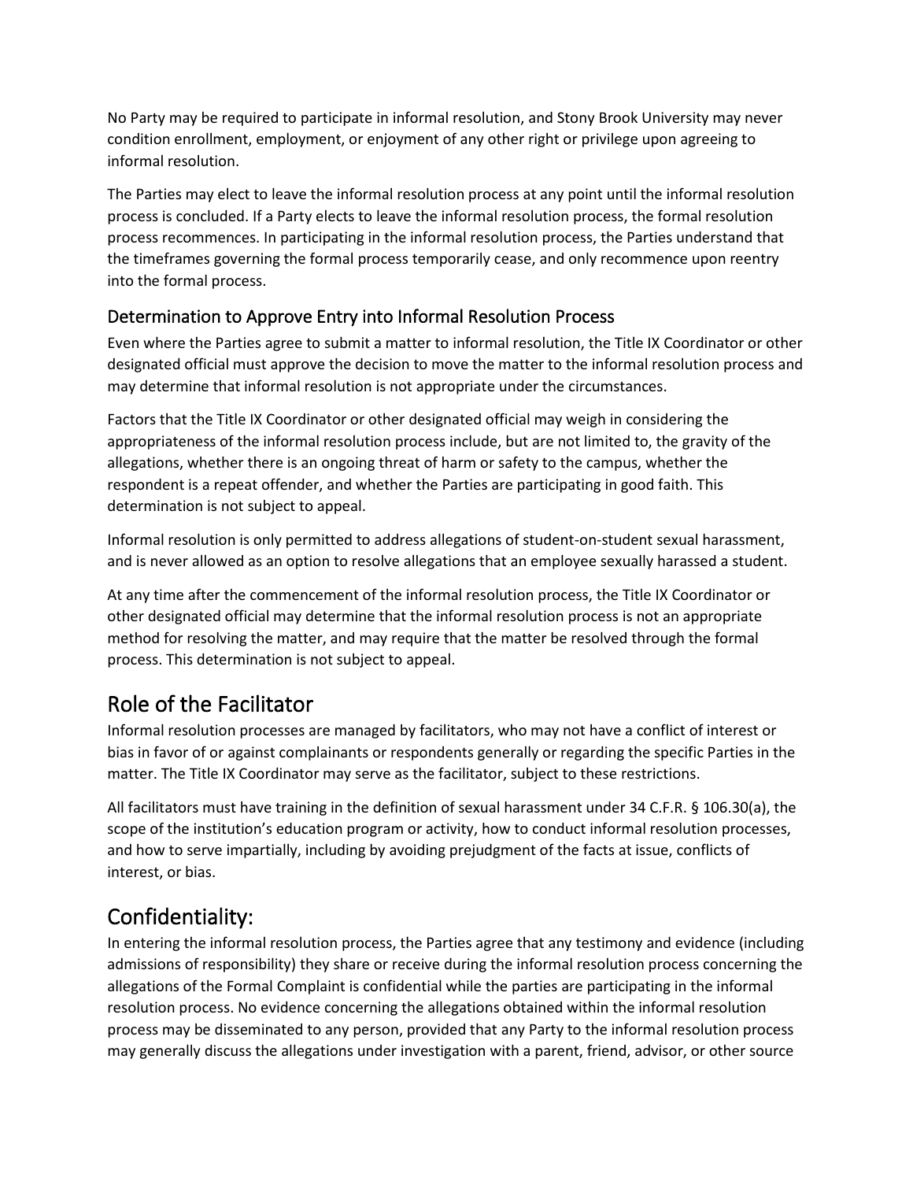No Party may be required to participate in informal resolution, and Stony Brook University may never condition enrollment, employment, or enjoyment of any other right or privilege upon agreeing to informal resolution.

The Parties may elect to leave the informal resolution process at any point until the informal resolution process is concluded. If a Party elects to leave the informal resolution process, the formal resolution process recommences. In participating in the informal resolution process, the Parties understand that the timeframes governing the formal process temporarily cease, and only recommence upon reentry into the formal process.

### Determination to Approve Entry into Informal Resolution Process

Even where the Parties agree to submit a matter to informal resolution, the Title IX Coordinator or other designated official must approve the decision to move the matter to the informal resolution process and may determine that informal resolution is not appropriate under the circumstances.

Factors that the Title IX Coordinator or other designated official may weigh in considering the appropriateness of the informal resolution process include, but are not limited to, the gravity of the allegations, whether there is an ongoing threat of harm or safety to the campus, whether the respondent is a repeat offender, and whether the Parties are participating in good faith. This determination is not subject to appeal.

Informal resolution is only permitted to address allegations of student-on-student sexual harassment, and is never allowed as an option to resolve allegations that an employee sexually harassed a student.

At any time after the commencement of the informal resolution process, the Title IX Coordinator or other designated official may determine that the informal resolution process is not an appropriate method for resolving the matter, and may require that the matter be resolved through the formal process. This determination is not subject to appeal.

## Role of the Facilitator

Informal resolution processes are managed by facilitators, who may not have a conflict of interest or bias in favor of or against complainants or respondents generally or regarding the specific Parties in the matter. The Title IX Coordinator may serve as the facilitator, subject to these restrictions.

All facilitators must have training in the definition of sexual harassment under 34 C.F.R. § 106.30(a), the scope of the institution's education program or activity, how to conduct informal resolution processes, and how to serve impartially, including by avoiding prejudgment of the facts at issue, conflicts of interest, or bias.

## Confidentiality:

In entering the informal resolution process, the Parties agree that any testimony and evidence (including admissions of responsibility) they share or receive during the informal resolution process concerning the allegations of the Formal Complaint is confidential while the parties are participating in the informal resolution process. No evidence concerning the allegations obtained within the informal resolution process may be disseminated to any person, provided that any Party to the informal resolution process may generally discuss the allegations under investigation with a parent, friend, advisor, or other source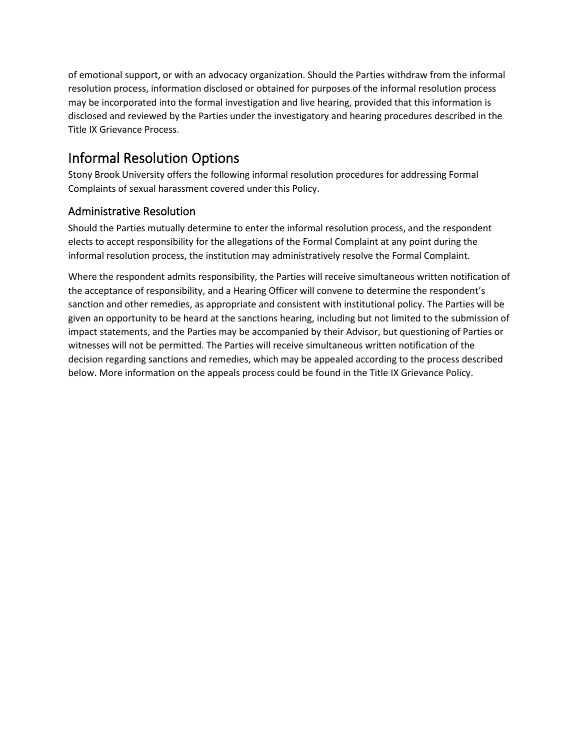of emotional support, or with an advocacy organization. Should the Parties withdraw from the informal resolution process, information disclosed or obtained for purposes of the informal resolution process may be incorporated into the formal investigation and live hearing, provided that this information is disclosed and reviewed by the Parties under the investigatory and hearing procedures described in the Title IX Grievance Process.

## Informal Resolution Options

Stony Brook University offers the following informal resolution procedures for addressing Formal Complaints of sexual harassment covered under this Policy.

### Administrative Resolution

Should the Parties mutually determine to enter the informal resolution process, and the respondent elects to accept responsibility for the allegations of the Formal Complaint at any point during the informal resolution process, the institution may administratively resolve the Formal Complaint.

Where the respondent admits responsibility, the Parties will receive simultaneous written notification of the acceptance of responsibility, and a Hearing Officer will convene to determine the respondent's sanction and other remedies, as appropriate and consistent with institutional policy. The Parties will be given an opportunity to be heard at the sanctions hearing, including but not limited to the submission of impact statements, and the Parties may be accompanied by their Advisor, but questioning of Parties or witnesses will not be permitted. The Parties will receive simultaneous written notification of the decision regarding sanctions and remedies, which may be appealed according to the process described below. More information on the appeals process could be found in the Title IX Grievance Policy.